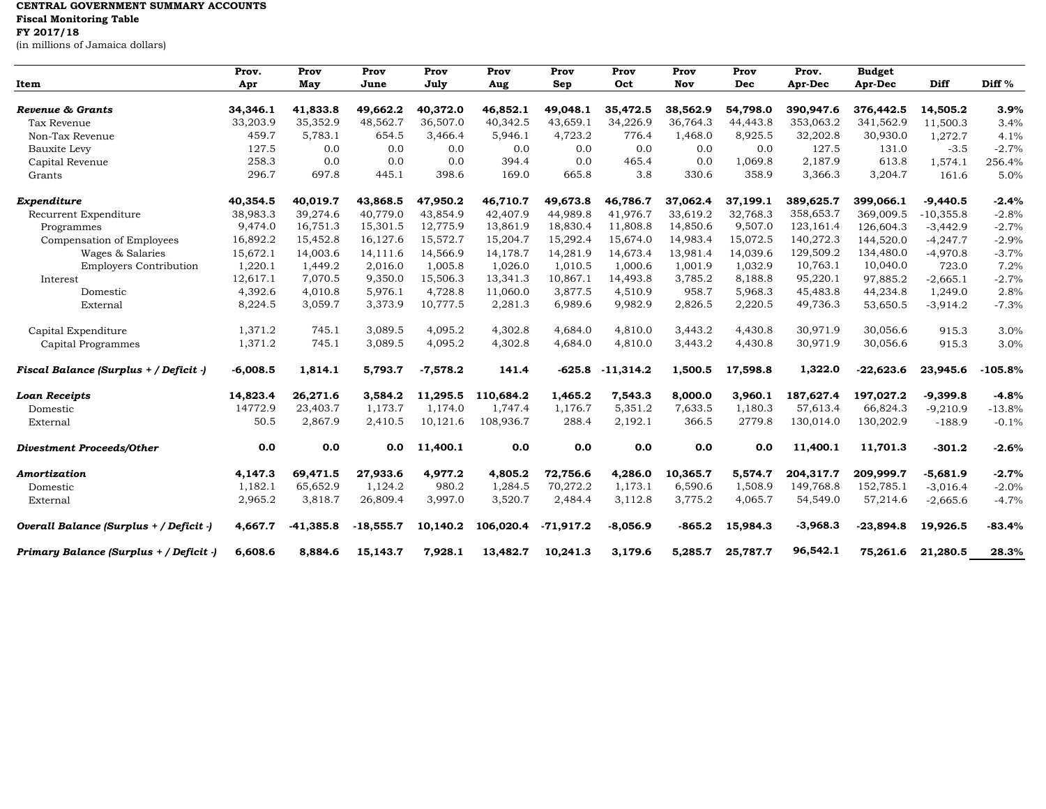**CENTRAL GOVERNMENT SUMMARY ACCOUNTS**
**Fiscal Monitoring Table**
**FY 2017/18**
(in millions of Jamaica dollars)

| Item | Prov. Apr | Prov May | Prov June | Prov July | Prov Aug | Prov Sep | Prov Oct | Prov Nov | Prov Dec | Prov. Apr-Dec | Budget Apr-Dec | Diff | Diff % |
|---|---|---|---|---|---|---|---|---|---|---|---|---|---|
| ***Revenue & Grants*** | **34,346.1** | **41,833.8** | **49,662.2** | **40,372.0** | **46,852.1** | **49,048.1** | **35,472.5** | **38,562.9** | **54,798.0** | **390,947.6** | **376,442.5** | **14,505.2** | **3.9%** |
| Tax Revenue | 33,203.9 | 35,352.9 | 48,562.7 | 36,507.0 | 40,342.5 | 43,659.1 | 34,226.9 | 36,764.3 | 44,443.8 | 353,063.2 | 341,562.9 | 11,500.3 | 3.4% |
| Non-Tax Revenue | 459.7 | 5,783.1 | 654.5 | 3,466.4 | 5,946.1 | 4,723.2 | 776.4 | 1,468.0 | 8,925.5 | 32,202.8 | 30,930.0 | 1,272.7 | 4.1% |
| Bauxite Levy | 127.5 | 0.0 | 0.0 | 0.0 | 0.0 | 0.0 | 0.0 | 0.0 | 0.0 | 127.5 | 131.0 | -3.5 | -2.7% |
| Capital Revenue | 258.3 | 0.0 | 0.0 | 0.0 | 394.4 | 0.0 | 465.4 | 0.0 | 1,069.8 | 2,187.9 | 613.8 | 1,574.1 | 256.4% |
| Grants | 296.7 | 697.8 | 445.1 | 398.6 | 169.0 | 665.8 | 3.8 | 330.6 | 358.9 | 3,366.3 | 3,204.7 | 161.6 | 5.0% |
| ***Expenditure*** | **40,354.5** | **40,019.7** | **43,868.5** | **47,950.2** | **46,710.7** | **49,673.8** | **46,786.7** | **37,062.4** | **37,199.1** | **389,625.7** | **399,066.1** | **-9,440.5** | **-2.4%** |
| Recurrent Expenditure | 38,983.3 | 39,274.6 | 40,779.0 | 43,854.9 | 42,407.9 | 44,989.8 | 41,976.7 | 33,619.2 | 32,768.3 | 358,653.7 | 369,009.5 | -10,355.8 | -2.8% |
| Programmes | 9,474.0 | 16,751.3 | 15,301.5 | 12,775.9 | 13,861.9 | 18,830.4 | 11,808.8 | 14,850.6 | 9,507.0 | 123,161.4 | 126,604.3 | -3,442.9 | -2.7% |
| Compensation of Employees | 16,892.2 | 15,452.8 | 16,127.6 | 15,572.7 | 15,204.7 | 15,292.4 | 15,674.0 | 14,983.4 | 15,072.5 | 140,272.3 | 144,520.0 | -4,247.7 | -2.9% |
| Wages & Salaries | 15,672.1 | 14,003.6 | 14,111.6 | 14,566.9 | 14,178.7 | 14,281.9 | 14,673.4 | 13,981.4 | 14,039.6 | 129,509.2 | 134,480.0 | -4,970.8 | -3.7% |
| Employers Contribution | 1,220.1 | 1,449.2 | 2,016.0 | 1,005.8 | 1,026.0 | 1,010.5 | 1,000.6 | 1,001.9 | 1,032.9 | 10,763.1 | 10,040.0 | 723.0 | 7.2% |
| Interest | 12,617.1 | 7,070.5 | 9,350.0 | 15,506.3 | 13,341.3 | 10,867.1 | 14,493.8 | 3,785.2 | 8,188.8 | 95,220.1 | 97,885.2 | -2,665.1 | -2.7% |
| Domestic | 4,392.6 | 4,010.8 | 5,976.1 | 4,728.8 | 11,060.0 | 3,877.5 | 4,510.9 | 958.7 | 5,968.3 | 45,483.8 | 44,234.8 | 1,249.0 | 2.8% |
| External | 8,224.5 | 3,059.7 | 3,373.9 | 10,777.5 | 2,281.3 | 6,989.6 | 9,982.9 | 2,826.5 | 2,220.5 | 49,736.3 | 53,650.5 | -3,914.2 | -7.3% |
| Capital Expenditure | 1,371.2 | 745.1 | 3,089.5 | 4,095.2 | 4,302.8 | 4,684.0 | 4,810.0 | 3,443.2 | 4,430.8 | 30,971.9 | 30,056.6 | 915.3 | 3.0% |
| Capital Programmes | 1,371.2 | 745.1 | 3,089.5 | 4,095.2 | 4,302.8 | 4,684.0 | 4,810.0 | 3,443.2 | 4,430.8 | 30,971.9 | 30,056.6 | 915.3 | 3.0% |
| ***Fiscal Balance (Surplus + / Deficit -)*** | **-6,008.5** | **1,814.1** | **5,793.7** | **-7,578.2** | **141.4** | **-625.8** | **-11,314.2** | **1,500.5** | **17,598.8** | **1,322.0** | **-22,623.6** | **23,945.6** | **-105.8%** |
| ***Loan Receipts*** | **14,823.4** | **26,271.6** | **3,584.2** | **11,295.5** | **110,684.2** | **1,465.2** | **7,543.3** | **8,000.0** | **3,960.1** | **187,627.4** | **197,027.2** | **-9,399.8** | **-4.8%** |
| Domestic | 14772.9 | 23,403.7 | 1,173.7 | 1,174.0 | 1,747.4 | 1,176.7 | 5,351.2 | 7,633.5 | 1,180.3 | 57,613.4 | 66,824.3 | -9,210.9 | -13.8% |
| External | 50.5 | 2,867.9 | 2,410.5 | 10,121.6 | 108,936.7 | 288.4 | 2,192.1 | 366.5 | 2779.8 | 130,014.0 | 130,202.9 | -188.9 | -0.1% |
| ***Divestment Proceeds/Other*** | **0.0** | **0.0** | **0.0** | **11,400.1** | **0.0** | **0.0** | **0.0** | **0.0** | **0.0** | **11,400.1** | **11,701.3** | **-301.2** | **-2.6%** |
| ***Amortization*** | **4,147.3** | **69,471.5** | **27,933.6** | **4,977.2** | **4,805.2** | **72,756.6** | **4,286.0** | **10,365.7** | **5,574.7** | **204,317.7** | **209,999.7** | **-5,681.9** | **-2.7%** |
| Domestic | 1,182.1 | 65,652.9 | 1,124.2 | 980.2 | 1,284.5 | 70,272.2 | 1,173.1 | 6,590.6 | 1,508.9 | 149,768.8 | 152,785.1 | -3,016.4 | -2.0% |
| External | 2,965.2 | 3,818.7 | 26,809.4 | 3,997.0 | 3,520.7 | 2,484.4 | 3,112.8 | 3,775.2 | 4,065.7 | 54,549.0 | 57,214.6 | -2,665.6 | -4.7% |
| ***Overall Balance (Surplus + / Deficit -)*** | **4,667.7** | **-41,385.8** | **-18,555.7** | **10,140.2** | **106,020.4** | **-71,917.2** | **-8,056.9** | **-865.2** | **15,984.3** | **-3,968.3** | **-23,894.8** | **19,926.5** | **-83.4%** |
| ***Primary Balance (Surplus + / Deficit -)*** | **6,608.6** | **8,884.6** | **15,143.7** | **7,928.1** | **13,482.7** | **10,241.3** | **3,179.6** | **5,285.7** | **25,787.7** | **96,542.1** | **75,261.6** | **21,280.5** | **28.3%** |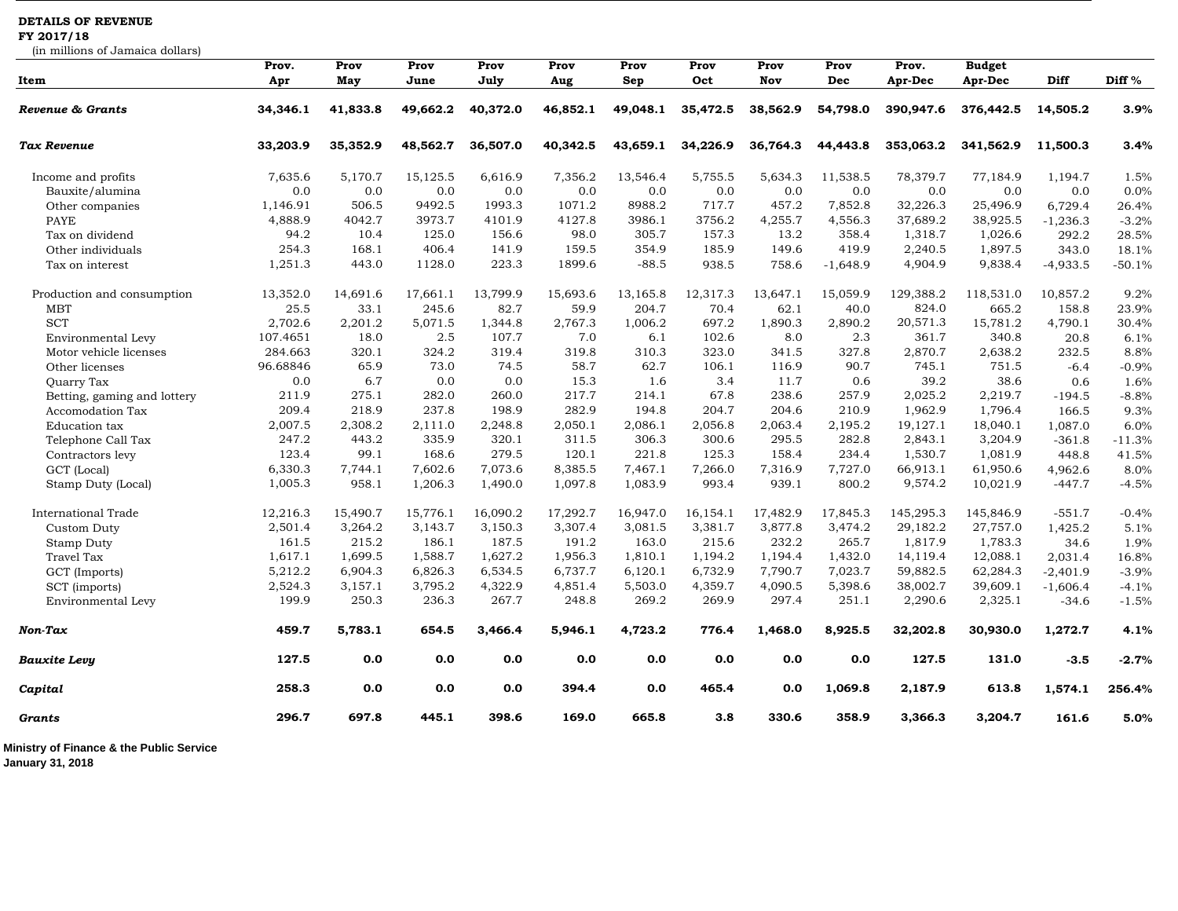**DETAILS OF REVENUE**
**FY 2017/18**
(in millions of Jamaica dollars)

| Item | Prov. Apr | Prov May | Prov June | Prov July | Prov Aug | Prov Sep | Prov Oct | Prov Nov | Prov Dec | Prov. Apr-Dec | Budget Apr-Dec | Diff | Diff % |
|---|---|---|---|---|---|---|---|---|---|---|---|---|---|
| ***Revenue & Grants*** | **34,346.1** | **41,833.8** | **49,662.2** | **40,372.0** | **46,852.1** | **49,048.1** | **35,472.5** | **38,562.9** | **54,798.0** | **390,947.6** | **376,442.5** | **14,505.2** | **3.9%** |
| ***Tax Revenue*** | **33,203.9** | **35,352.9** | **48,562.7** | **36,507.0** | **40,342.5** | **43,659.1** | **34,226.9** | **36,764.3** | **44,443.8** | **353,063.2** | **341,562.9** | **11,500.3** | **3.4%** |
| Income and profits | 7,635.6 | 5,170.7 | 15,125.5 | 6,616.9 | 7,356.2 | 13,546.4 | 5,755.5 | 5,634.3 | 11,538.5 | 78,379.7 | 77,184.9 | 1,194.7 | 1.5% |
| Bauxite/alumina | 0.0 | 0.0 | 0.0 | 0.0 | 0.0 | 0.0 | 0.0 | 0.0 | 0.0 | 0.0 | 0.0 | 0.0 | 0.0% |
| Other companies | 1,146.91 | 506.5 | 9492.5 | 1993.3 | 1071.2 | 8988.2 | 717.7 | 457.2 | 7,852.8 | 32,226.3 | 25,496.9 | 6,729.4 | 26.4% |
| PAYE | 4,888.9 | 4042.7 | 3973.7 | 4101.9 | 4127.8 | 3986.1 | 3756.2 | 4,255.7 | 4,556.3 | 37,689.2 | 38,925.5 | -1,236.3 | -3.2% |
| Tax on dividend | 94.2 | 10.4 | 125.0 | 156.6 | 98.0 | 305.7 | 157.3 | 13.2 | 358.4 | 1,318.7 | 1,026.6 | 292.2 | 28.5% |
| Other individuals | 254.3 | 168.1 | 406.4 | 141.9 | 159.5 | 354.9 | 185.9 | 149.6 | 419.9 | 2,240.5 | 1,897.5 | 343.0 | 18.1% |
| Tax on interest | 1,251.3 | 443.0 | 1128.0 | 223.3 | 1899.6 | -88.5 | 938.5 | 758.6 | -1,648.9 | 4,904.9 | 9,838.4 | -4,933.5 | -50.1% |
| Production and consumption | 13,352.0 | 14,691.6 | 17,661.1 | 13,799.9 | 15,693.6 | 13,165.8 | 12,317.3 | 13,647.1 | 15,059.9 | 129,388.2 | 118,531.0 | 10,857.2 | 9.2% |
| MBT | 25.5 | 33.1 | 245.6 | 82.7 | 59.9 | 204.7 | 70.4 | 62.1 | 40.0 | 824.0 | 665.2 | 158.8 | 23.9% |
| SCT | 2,702.6 | 2,201.2 | 5,071.5 | 1,344.8 | 2,767.3 | 1,006.2 | 697.2 | 1,890.3 | 2,890.2 | 20,571.3 | 15,781.2 | 4,790.1 | 30.4% |
| Environmental Levy | 107.4651 | 18.0 | 2.5 | 107.7 | 7.0 | 6.1 | 102.6 | 8.0 | 2.3 | 361.7 | 340.8 | 20.8 | 6.1% |
| Motor vehicle licenses | 284.663 | 320.1 | 324.2 | 319.4 | 319.8 | 310.3 | 323.0 | 341.5 | 327.8 | 2,870.7 | 2,638.2 | 232.5 | 8.8% |
| Other licenses | 96.68846 | 65.9 | 73.0 | 74.5 | 58.7 | 62.7 | 106.1 | 116.9 | 90.7 | 745.1 | 751.5 | -6.4 | -0.9% |
| Quarry Tax | 0.0 | 6.7 | 0.0 | 0.0 | 15.3 | 1.6 | 3.4 | 11.7 | 0.6 | 39.2 | 38.6 | 0.6 | 1.6% |
| Betting, gaming and lottery | 211.9 | 275.1 | 282.0 | 260.0 | 217.7 | 214.1 | 67.8 | 238.6 | 257.9 | 2,025.2 | 2,219.7 | -194.5 | -8.8% |
| Accomodation Tax | 209.4 | 218.9 | 237.8 | 198.9 | 282.9 | 194.8 | 204.7 | 204.6 | 210.9 | 1,962.9 | 1,796.4 | 166.5 | 9.3% |
| Education tax | 2,007.5 | 2,308.2 | 2,111.0 | 2,248.8 | 2,050.1 | 2,086.1 | 2,056.8 | 2,063.4 | 2,195.2 | 19,127.1 | 18,040.1 | 1,087.0 | 6.0% |
| Telephone Call Tax | 247.2 | 443.2 | 335.9 | 320.1 | 311.5 | 306.3 | 300.6 | 295.5 | 282.8 | 2,843.1 | 3,204.9 | -361.8 | -11.3% |
| Contractors levy | 123.4 | 99.1 | 168.6 | 279.5 | 120.1 | 221.8 | 125.3 | 158.4 | 234.4 | 1,530.7 | 1,081.9 | 448.8 | 41.5% |
| GCT (Local) | 6,330.3 | 7,744.1 | 7,602.6 | 7,073.6 | 8,385.5 | 7,467.1 | 7,266.0 | 7,316.9 | 7,727.0 | 66,913.1 | 61,950.6 | 4,962.6 | 8.0% |
| Stamp Duty (Local) | 1,005.3 | 958.1 | 1,206.3 | 1,490.0 | 1,097.8 | 1,083.9 | 993.4 | 939.1 | 800.2 | 9,574.2 | 10,021.9 | -447.7 | -4.5% |
| International Trade | 12,216.3 | 15,490.7 | 15,776.1 | 16,090.2 | 17,292.7 | 16,947.0 | 16,154.1 | 17,482.9 | 17,845.3 | 145,295.3 | 145,846.9 | -551.7 | -0.4% |
| Custom Duty | 2,501.4 | 3,264.2 | 3,143.7 | 3,150.3 | 3,307.4 | 3,081.5 | 3,381.7 | 3,877.8 | 3,474.2 | 29,182.2 | 27,757.0 | 1,425.2 | 5.1% |
| Stamp Duty | 161.5 | 215.2 | 186.1 | 187.5 | 191.2 | 163.0 | 215.6 | 232.2 | 265.7 | 1,817.9 | 1,783.3 | 34.6 | 1.9% |
| Travel Tax | 1,617.1 | 1,699.5 | 1,588.7 | 1,627.2 | 1,956.3 | 1,810.1 | 1,194.2 | 1,194.4 | 1,432.0 | 14,119.4 | 12,088.1 | 2,031.4 | 16.8% |
| GCT (Imports) | 5,212.2 | 6,904.3 | 6,826.3 | 6,534.5 | 6,737.7 | 6,120.1 | 6,732.9 | 7,790.7 | 7,023.7 | 59,882.5 | 62,284.3 | -2,401.9 | -3.9% |
| SCT (imports) | 2,524.3 | 3,157.1 | 3,795.2 | 4,322.9 | 4,851.4 | 5,503.0 | 4,359.7 | 4,090.5 | 5,398.6 | 38,002.7 | 39,609.1 | -1,606.4 | -4.1% |
| Environmental Levy | 199.9 | 250.3 | 236.3 | 267.7 | 248.8 | 269.2 | 269.9 | 297.4 | 251.1 | 2,290.6 | 2,325.1 | -34.6 | -1.5% |
| ***Non-Tax*** | **459.7** | **5,783.1** | **654.5** | **3,466.4** | **5,946.1** | **4,723.2** | **776.4** | **1,468.0** | **8,925.5** | **32,202.8** | **30,930.0** | **1,272.7** | **4.1%** |
| ***Bauxite Levy*** | **127.5** | **0.0** | **0.0** | **0.0** | **0.0** | **0.0** | **0.0** | **0.0** | **0.0** | **127.5** | **131.0** | **-3.5** | **-2.7%** |
| ***Capital*** | **258.3** | **0.0** | **0.0** | **0.0** | **394.4** | **0.0** | **465.4** | **0.0** | **1,069.8** | **2,187.9** | **613.8** | **1,574.1** | **256.4%** |
| ***Grants*** | **296.7** | **697.8** | **445.1** | **398.6** | **169.0** | **665.8** | **3.8** | **330.6** | **358.9** | **3,366.3** | **3,204.7** | **161.6** | **5.0%** |

**Ministry of Finance & the Public Service**
**January 31, 2018**